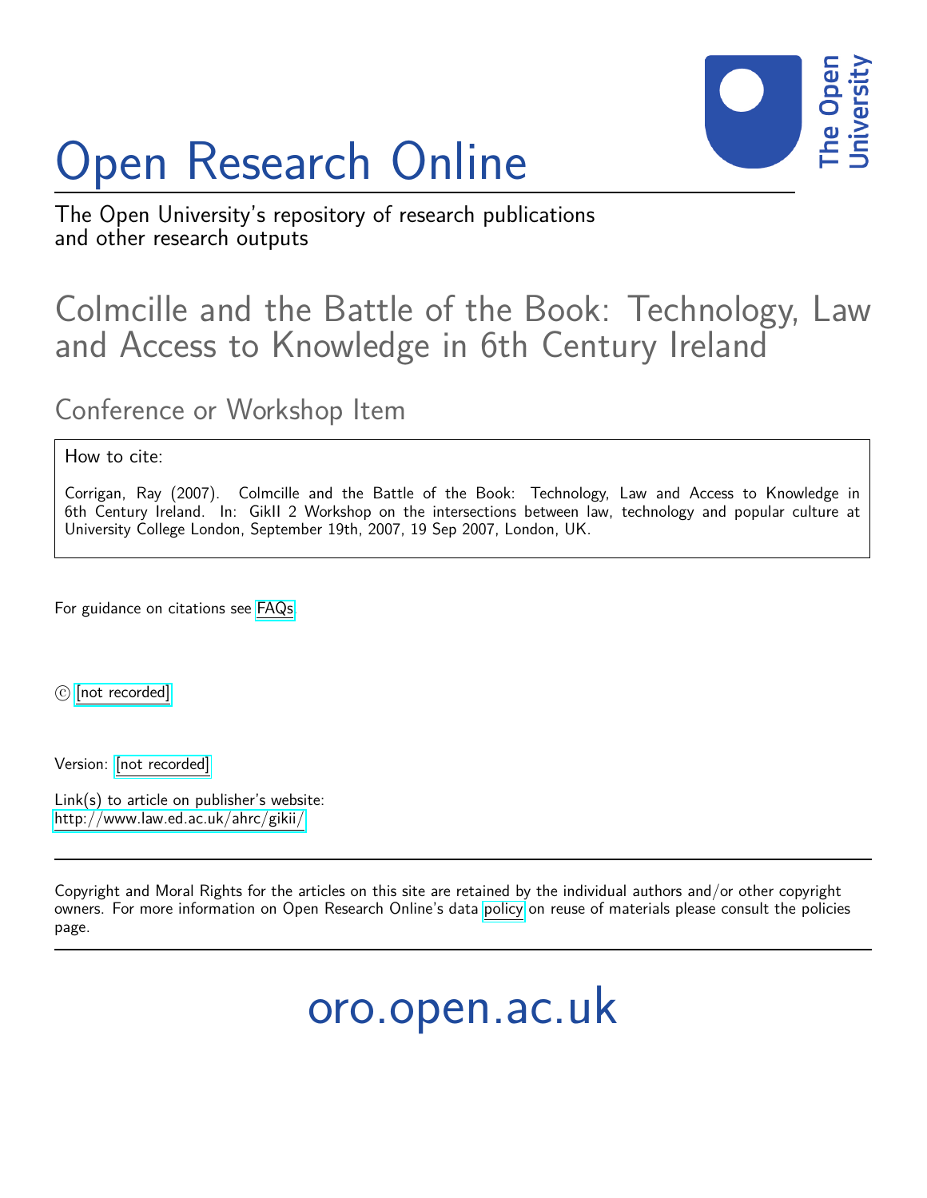# Open Research Online

The Open University's repository of research publications and other research outputs

## Colmcille and the Battle of the Book: Technology, Law and Access to Knowledge in 6th Century Ireland

### Conference or Workshop Item

How to cite:

Corrigan, Ray (2007). Colmcille and the Battle of the Book: Technology, Law and Access to Knowledge in 6th Century Ireland. In: GikII 2 Workshop on the intersections between law, technology and popular culture at University College London, September 19th, 2007, 19 Sep 2007, London, UK.

For guidance on citations see FAQs.

© [not recorded]

Version: [not recorded]

Link(s) to article on publisher's website:
http://www.law.ed.ac.uk/ahrc/gikii/

Copyright and Moral Rights for the articles on this site are retained by the individual authors and/or other copyright owners. For more information on Open Research Online's data policy on reuse of materials please consult the policies page.

oro.open.ac.uk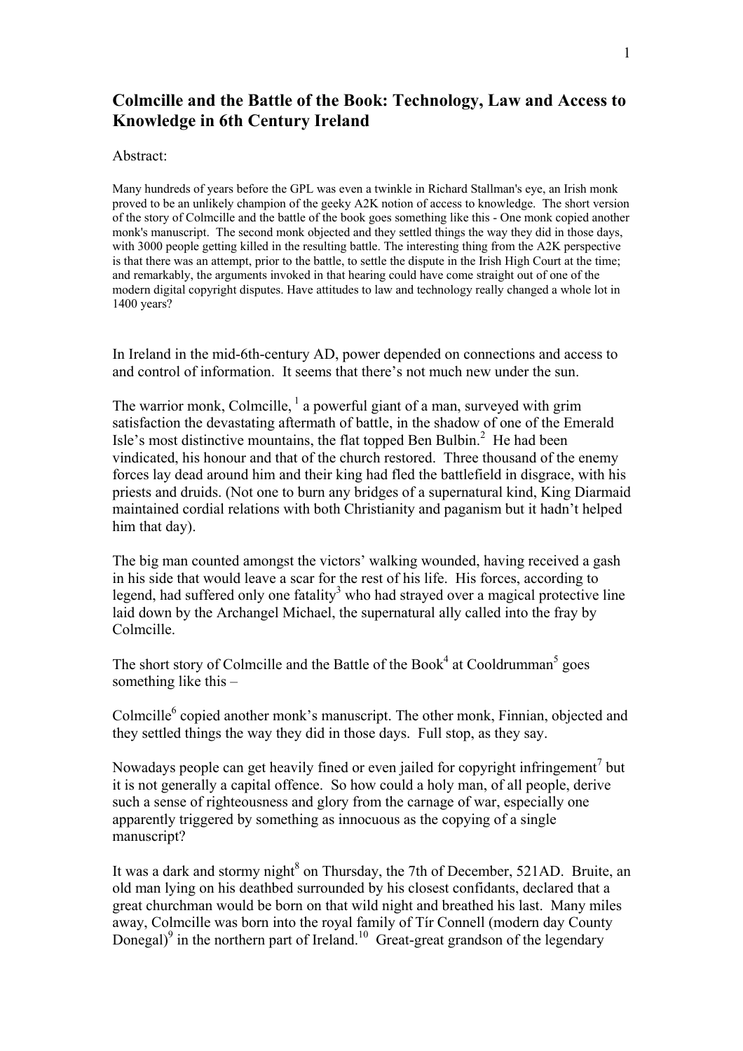## Colmcille and the Battle of the Book: Technology, Law and Access to Knowledge in 6th Century Ireland

Abstract:

Many hundreds of years before the GPL was even a twinkle in Richard Stallman's eye, an Irish monk proved to be an unlikely champion of the geeky A2K notion of access to knowledge. The short version of the story of Colmcille and the battle of the book goes something like this - One monk copied another monk's manuscript. The second monk objected and they settled things the way they did in those days, with 3000 people getting killed in the resulting battle. The interesting thing from the A2K perspective is that there was an attempt, prior to the battle, to settle the dispute in the Irish High Court at the time; and remarkably, the arguments invoked in that hearing could have come straight out of one of the modern digital copyright disputes. Have attitudes to law and technology really changed a whole lot in 1400 years?

In Ireland in the mid-6th-century AD, power depended on connections and access to and control of information. It seems that there's not much new under the sun.

The warrior monk, Colmcille, [1] a powerful giant of a man, surveyed with grim satisfaction the devastating aftermath of battle, in the shadow of one of the Emerald Isle's most distinctive mountains, the flat topped Ben Bulbin.[2] He had been vindicated, his honour and that of the church restored. Three thousand of the enemy forces lay dead around him and their king had fled the battlefield in disgrace, with his priests and druids. (Not one to burn any bridges of a supernatural kind, King Diarmaid maintained cordial relations with both Christianity and paganism but it hadn't helped him that day).

The big man counted amongst the victors' walking wounded, having received a gash in his side that would leave a scar for the rest of his life. His forces, according to legend, had suffered only one fatality[3] who had strayed over a magical protective line laid down by the Archangel Michael, the supernatural ally called into the fray by Colmcille.

The short story of Colmcille and the Battle of the Book[4] at Cooldrumman[5] goes something like this –

Colmcille[6] copied another monk's manuscript. The other monk, Finnian, objected and they settled things the way they did in those days. Full stop, as they say.

Nowadays people can get heavily fined or even jailed for copyright infringement[7] but it is not generally a capital offence. So how could a holy man, of all people, derive such a sense of righteousness and glory from the carnage of war, especially one apparently triggered by something as innocuous as the copying of a single manuscript?

It was a dark and stormy night[8] on Thursday, the 7th of December, 521AD. Bruite, an old man lying on his deathbed surrounded by his closest confidants, declared that a great churchman would be born on that wild night and breathed his last. Many miles away, Colmcille was born into the royal family of Tír Connell (modern day County Donegal)[9] in the northern part of Ireland.[10] Great-great grandson of the legendary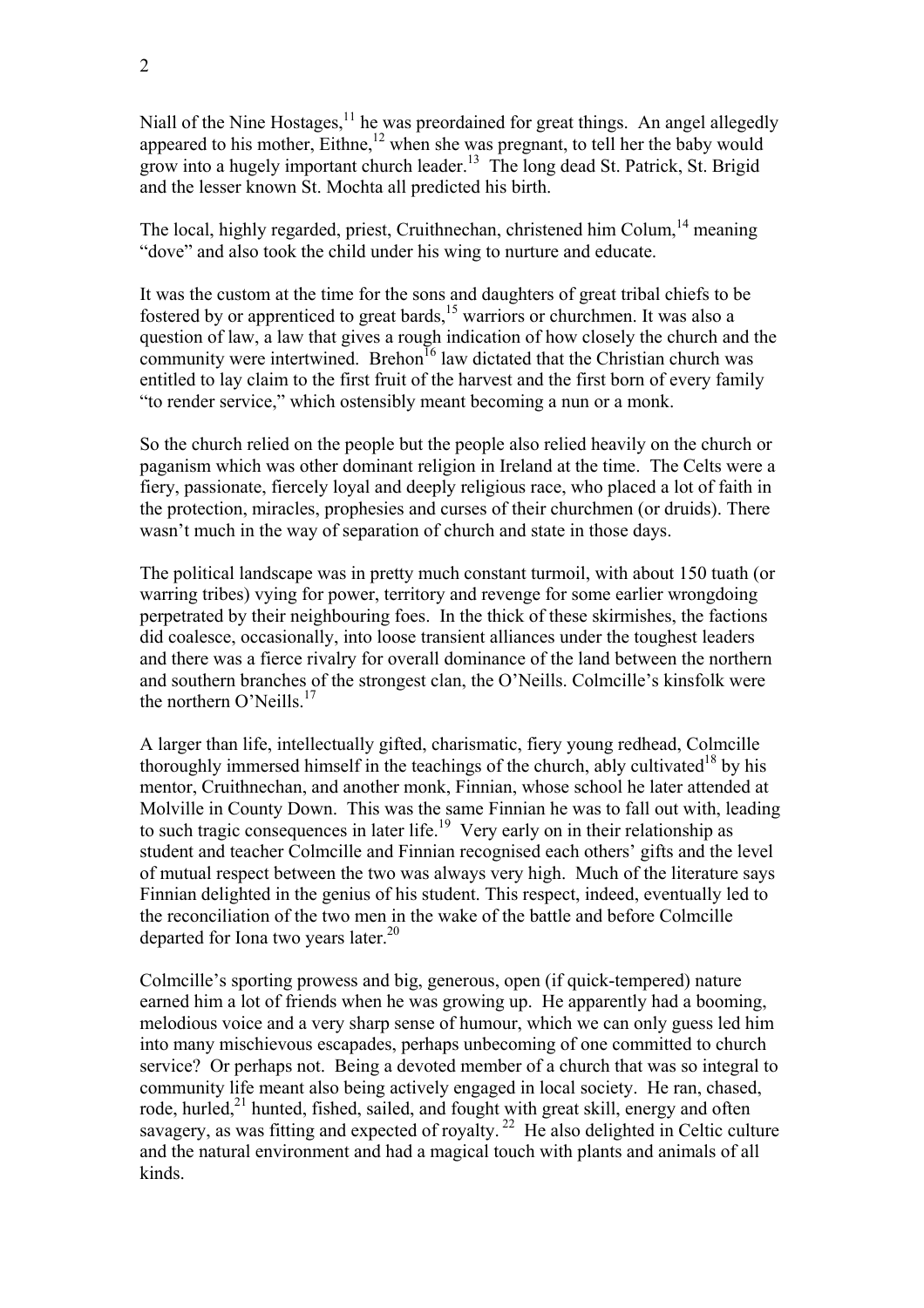Niall of the Nine Hostages,[11] he was preordained for great things. An angel allegedly appeared to his mother, Eithne,[12] when she was pregnant, to tell her the baby would grow into a hugely important church leader.[13] The long dead St. Patrick, St. Brigid and the lesser known St. Mochta all predicted his birth.

The local, highly regarded, priest, Cruithnechan, christened him Colum,[14] meaning "dove" and also took the child under his wing to nurture and educate.

It was the custom at the time for the sons and daughters of great tribal chiefs to be fostered by or apprenticed to great bards,[15] warriors or churchmen. It was also a question of law, a law that gives a rough indication of how closely the church and the community were intertwined. Brehon[16] law dictated that the Christian church was entitled to lay claim to the first fruit of the harvest and the first born of every family "to render service," which ostensibly meant becoming a nun or a monk.

So the church relied on the people but the people also relied heavily on the church or paganism which was other dominant religion in Ireland at the time. The Celts were a fiery, passionate, fiercely loyal and deeply religious race, who placed a lot of faith in the protection, miracles, prophesies and curses of their churchmen (or druids). There wasn't much in the way of separation of church and state in those days.

The political landscape was in pretty much constant turmoil, with about 150 tuath (or warring tribes) vying for power, territory and revenge for some earlier wrongdoing perpetrated by their neighbouring foes. In the thick of these skirmishes, the factions did coalesce, occasionally, into loose transient alliances under the toughest leaders and there was a fierce rivalry for overall dominance of the land between the northern and southern branches of the strongest clan, the O'Neills. Colmcille's kinsfolk were the northern O'Neills.[17]

A larger than life, intellectually gifted, charismatic, fiery young redhead, Colmcille thoroughly immersed himself in the teachings of the church, ably cultivated[18] by his mentor, Cruithnechan, and another monk, Finnian, whose school he later attended at Molville in County Down. This was the same Finnian he was to fall out with, leading to such tragic consequences in later life.[19] Very early on in their relationship as student and teacher Colmcille and Finnian recognised each others' gifts and the level of mutual respect between the two was always very high. Much of the literature says Finnian delighted in the genius of his student. This respect, indeed, eventually led to the reconciliation of the two men in the wake of the battle and before Colmcille departed for Iona two years later.[20]

Colmcille's sporting prowess and big, generous, open (if quick-tempered) nature earned him a lot of friends when he was growing up. He apparently had a booming, melodious voice and a very sharp sense of humour, which we can only guess led him into many mischievous escapades, perhaps unbecoming of one committed to church service? Or perhaps not. Being a devoted member of a church that was so integral to community life meant also being actively engaged in local society. He ran, chased, rode, hurled,[21] hunted, fished, sailed, and fought with great skill, energy and often savagery, as was fitting and expected of royalty.[22] He also delighted in Celtic culture and the natural environment and had a magical touch with plants and animals of all kinds.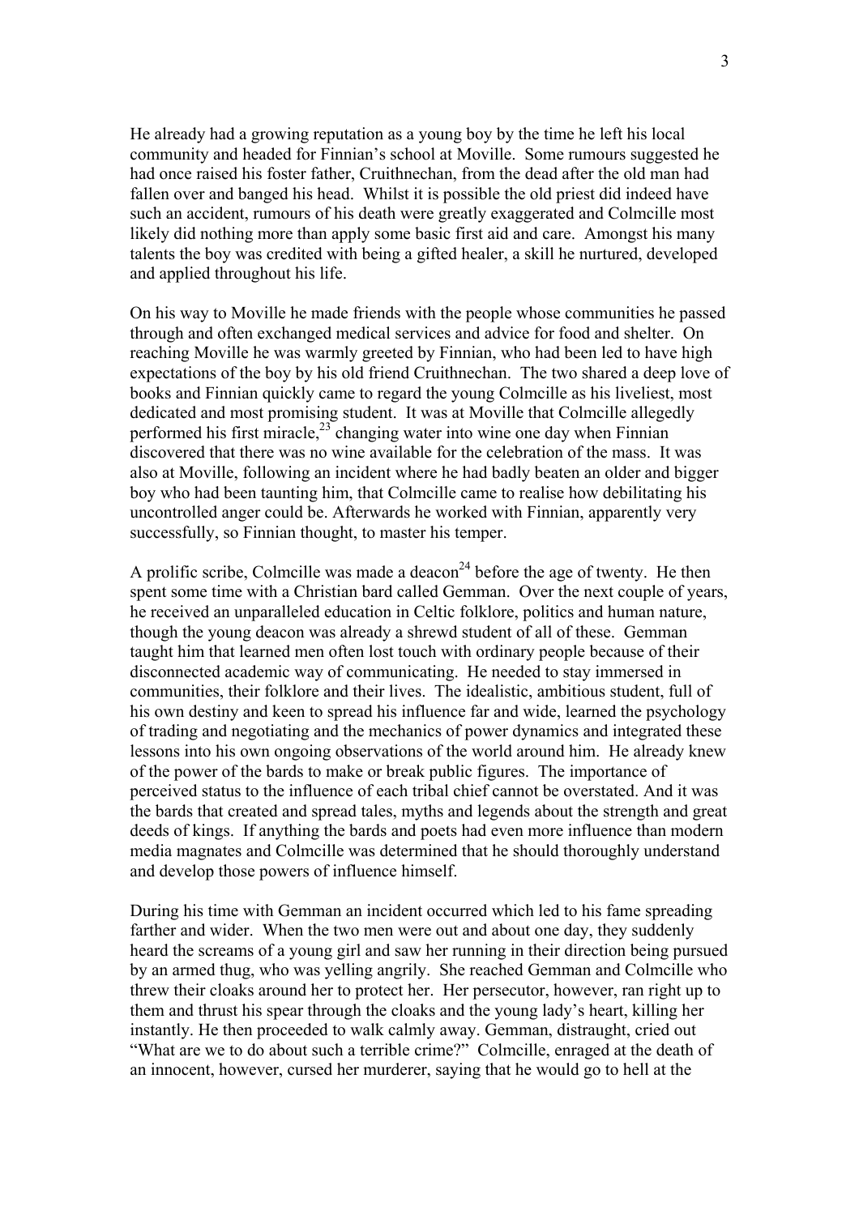He already had a growing reputation as a young boy by the time he left his local community and headed for Finnian's school at Moville. Some rumours suggested he had once raised his foster father, Cruithnechan, from the dead after the old man had fallen over and banged his head. Whilst it is possible the old priest did indeed have such an accident, rumours of his death were greatly exaggerated and Colmcille most likely did nothing more than apply some basic first aid and care. Amongst his many talents the boy was credited with being a gifted healer, a skill he nurtured, developed and applied throughout his life.

On his way to Moville he made friends with the people whose communities he passed through and often exchanged medical services and advice for food and shelter. On reaching Moville he was warmly greeted by Finnian, who had been led to have high expectations of the boy by his old friend Cruithnechan. The two shared a deep love of books and Finnian quickly came to regard the young Colmcille as his liveliest, most dedicated and most promising student. It was at Moville that Colmcille allegedly performed his first miracle,[23] changing water into wine one day when Finnian discovered that there was no wine available for the celebration of the mass. It was also at Moville, following an incident where he had badly beaten an older and bigger boy who had been taunting him, that Colmcille came to realise how debilitating his uncontrolled anger could be. Afterwards he worked with Finnian, apparently very successfully, so Finnian thought, to master his temper.

A prolific scribe, Colmcille was made a deacon[24] before the age of twenty. He then spent some time with a Christian bard called Gemman. Over the next couple of years, he received an unparalleled education in Celtic folklore, politics and human nature, though the young deacon was already a shrewd student of all of these. Gemman taught him that learned men often lost touch with ordinary people because of their disconnected academic way of communicating. He needed to stay immersed in communities, their folklore and their lives. The idealistic, ambitious student, full of his own destiny and keen to spread his influence far and wide, learned the psychology of trading and negotiating and the mechanics of power dynamics and integrated these lessons into his own ongoing observations of the world around him. He already knew of the power of the bards to make or break public figures. The importance of perceived status to the influence of each tribal chief cannot be overstated. And it was the bards that created and spread tales, myths and legends about the strength and great deeds of kings. If anything the bards and poets had even more influence than modern media magnates and Colmcille was determined that he should thoroughly understand and develop those powers of influence himself.

During his time with Gemman an incident occurred which led to his fame spreading farther and wider. When the two men were out and about one day, they suddenly heard the screams of a young girl and saw her running in their direction being pursued by an armed thug, who was yelling angrily. She reached Gemman and Colmcille who threw their cloaks around her to protect her. Her persecutor, however, ran right up to them and thrust his spear through the cloaks and the young lady's heart, killing her instantly. He then proceeded to walk calmly away. Gemman, distraught, cried out "What are we to do about such a terrible crime?" Colmcille, enraged at the death of an innocent, however, cursed her murderer, saying that he would go to hell at the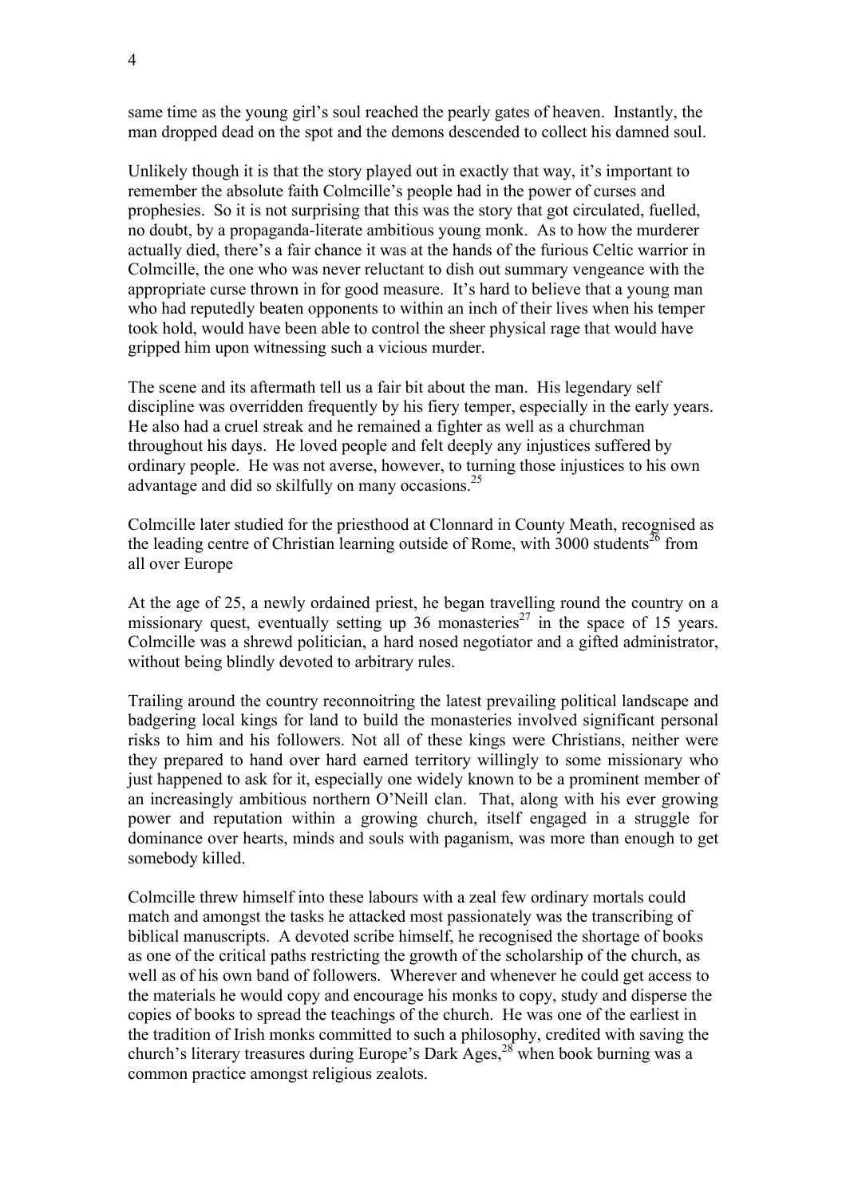same time as the young girl's soul reached the pearly gates of heaven. Instantly, the man dropped dead on the spot and the demons descended to collect his damned soul.

Unlikely though it is that the story played out in exactly that way, it's important to remember the absolute faith Colmcille's people had in the power of curses and prophesies. So it is not surprising that this was the story that got circulated, fuelled, no doubt, by a propaganda-literate ambitious young monk. As to how the murderer actually died, there's a fair chance it was at the hands of the furious Celtic warrior in Colmcille, the one who was never reluctant to dish out summary vengeance with the appropriate curse thrown in for good measure. It's hard to believe that a young man who had reputedly beaten opponents to within an inch of their lives when his temper took hold, would have been able to control the sheer physical rage that would have gripped him upon witnessing such a vicious murder.

The scene and its aftermath tell us a fair bit about the man. His legendary self discipline was overridden frequently by his fiery temper, especially in the early years. He also had a cruel streak and he remained a fighter as well as a churchman throughout his days. He loved people and felt deeply any injustices suffered by ordinary people. He was not averse, however, to turning those injustices to his own advantage and did so skilfully on many occasions.[25]

Colmcille later studied for the priesthood at Clonnard in County Meath, recognised as the leading centre of Christian learning outside of Rome, with 3000 students[26] from all over Europe

At the age of 25, a newly ordained priest, he began travelling round the country on a missionary quest, eventually setting up 36 monasteries[27] in the space of 15 years. Colmcille was a shrewd politician, a hard nosed negotiator and a gifted administrator, without being blindly devoted to arbitrary rules.

Trailing around the country reconnoitring the latest prevailing political landscape and badgering local kings for land to build the monasteries involved significant personal risks to him and his followers. Not all of these kings were Christians, neither were they prepared to hand over hard earned territory willingly to some missionary who just happened to ask for it, especially one widely known to be a prominent member of an increasingly ambitious northern O'Neill clan. That, along with his ever growing power and reputation within a growing church, itself engaged in a struggle for dominance over hearts, minds and souls with paganism, was more than enough to get somebody killed.

Colmcille threw himself into these labours with a zeal few ordinary mortals could match and amongst the tasks he attacked most passionately was the transcribing of biblical manuscripts. A devoted scribe himself, he recognised the shortage of books as one of the critical paths restricting the growth of the scholarship of the church, as well as of his own band of followers. Wherever and whenever he could get access to the materials he would copy and encourage his monks to copy, study and disperse the copies of books to spread the teachings of the church. He was one of the earliest in the tradition of Irish monks committed to such a philosophy, credited with saving the church's literary treasures during Europe's Dark Ages,[28] when book burning was a common practice amongst religious zealots.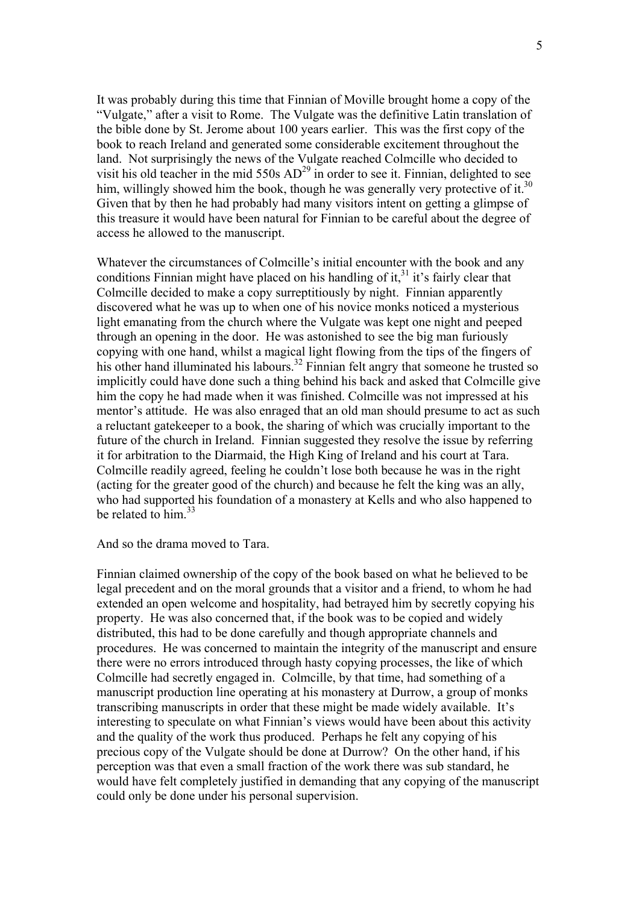It was probably during this time that Finnian of Moville brought home a copy of the "Vulgate," after a visit to Rome. The Vulgate was the definitive Latin translation of the bible done by St. Jerome about 100 years earlier. This was the first copy of the book to reach Ireland and generated some considerable excitement throughout the land. Not surprisingly the news of the Vulgate reached Colmcille who decided to visit his old teacher in the mid 550s AD[29] in order to see it. Finnian, delighted to see him, willingly showed him the book, though he was generally very protective of it.[30] Given that by then he had probably had many visitors intent on getting a glimpse of this treasure it would have been natural for Finnian to be careful about the degree of access he allowed to the manuscript.

Whatever the circumstances of Colmcille's initial encounter with the book and any conditions Finnian might have placed on his handling of it,[31] it's fairly clear that Colmcille decided to make a copy surreptitiously by night. Finnian apparently discovered what he was up to when one of his novice monks noticed a mysterious light emanating from the church where the Vulgate was kept one night and peeped through an opening in the door. He was astonished to see the big man furiously copying with one hand, whilst a magical light flowing from the tips of the fingers of his other hand illuminated his labours.[32] Finnian felt angry that someone he trusted so implicitly could have done such a thing behind his back and asked that Colmcille give him the copy he had made when it was finished. Colmcille was not impressed at his mentor's attitude. He was also enraged that an old man should presume to act as such a reluctant gatekeeper to a book, the sharing of which was crucially important to the future of the church in Ireland. Finnian suggested they resolve the issue by referring it for arbitration to the Diarmaid, the High King of Ireland and his court at Tara. Colmcille readily agreed, feeling he couldn't lose both because he was in the right (acting for the greater good of the church) and because he felt the king was an ally, who had supported his foundation of a monastery at Kells and who also happened to be related to him.[33]

And so the drama moved to Tara.

Finnian claimed ownership of the copy of the book based on what he believed to be legal precedent and on the moral grounds that a visitor and a friend, to whom he had extended an open welcome and hospitality, had betrayed him by secretly copying his property. He was also concerned that, if the book was to be copied and widely distributed, this had to be done carefully and though appropriate channels and procedures. He was concerned to maintain the integrity of the manuscript and ensure there were no errors introduced through hasty copying processes, the like of which Colmcille had secretly engaged in. Colmcille, by that time, had something of a manuscript production line operating at his monastery at Durrow, a group of monks transcribing manuscripts in order that these might be made widely available. It's interesting to speculate on what Finnian's views would have been about this activity and the quality of the work thus produced. Perhaps he felt any copying of his precious copy of the Vulgate should be done at Durrow? On the other hand, if his perception was that even a small fraction of the work there was sub standard, he would have felt completely justified in demanding that any copying of the manuscript could only be done under his personal supervision.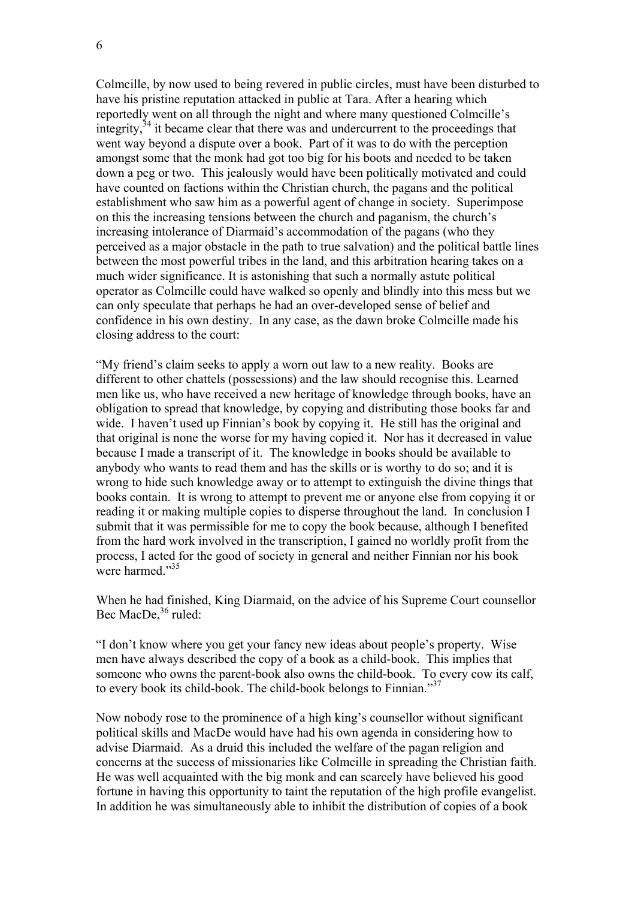Colmcille, by now used to being revered in public circles, must have been disturbed to have his pristine reputation attacked in public at Tara. After a hearing which reportedly went on all through the night and where many questioned Colmcille's integrity,[34] it became clear that there was and undercurrent to the proceedings that went way beyond a dispute over a book. Part of it was to do with the perception amongst some that the monk had got too big for his boots and needed to be taken down a peg or two. This jealously would have been politically motivated and could have counted on factions within the Christian church, the pagans and the political establishment who saw him as a powerful agent of change in society. Superimpose on this the increasing tensions between the church and paganism, the church's increasing intolerance of Diarmaid's accommodation of the pagans (who they perceived as a major obstacle in the path to true salvation) and the political battle lines between the most powerful tribes in the land, and this arbitration hearing takes on a much wider significance. It is astonishing that such a normally astute political operator as Colmcille could have walked so openly and blindly into this mess but we can only speculate that perhaps he had an over-developed sense of belief and confidence in his own destiny. In any case, as the dawn broke Colmcille made his closing address to the court:

"My friend's claim seeks to apply a worn out law to a new reality. Books are different to other chattels (possessions) and the law should recognise this. Learned men like us, who have received a new heritage of knowledge through books, have an obligation to spread that knowledge, by copying and distributing those books far and wide. I haven't used up Finnian's book by copying it. He still has the original and that original is none the worse for my having copied it. Nor has it decreased in value because I made a transcript of it. The knowledge in books should be available to anybody who wants to read them and has the skills or is worthy to do so; and it is wrong to hide such knowledge away or to attempt to extinguish the divine things that books contain. It is wrong to attempt to prevent me or anyone else from copying it or reading it or making multiple copies to disperse throughout the land. In conclusion I submit that it was permissible for me to copy the book because, although I benefited from the hard work involved in the transcription, I gained no worldly profit from the process, I acted for the good of society in general and neither Finnian nor his book were harmed."[35]

When he had finished, King Diarmaid, on the advice of his Supreme Court counsellor Bec MacDe,[36] ruled:

"I don't know where you get your fancy new ideas about people's property. Wise men have always described the copy of a book as a child-book. This implies that someone who owns the parent-book also owns the child-book. To every cow its calf, to every book its child-book. The child-book belongs to Finnian."[37]

Now nobody rose to the prominence of a high king's counsellor without significant political skills and MacDe would have had his own agenda in considering how to advise Diarmaid. As a druid this included the welfare of the pagan religion and concerns at the success of missionaries like Colmcille in spreading the Christian faith. He was well acquainted with the big monk and can scarcely have believed his good fortune in having this opportunity to taint the reputation of the high profile evangelist. In addition he was simultaneously able to inhibit the distribution of copies of a book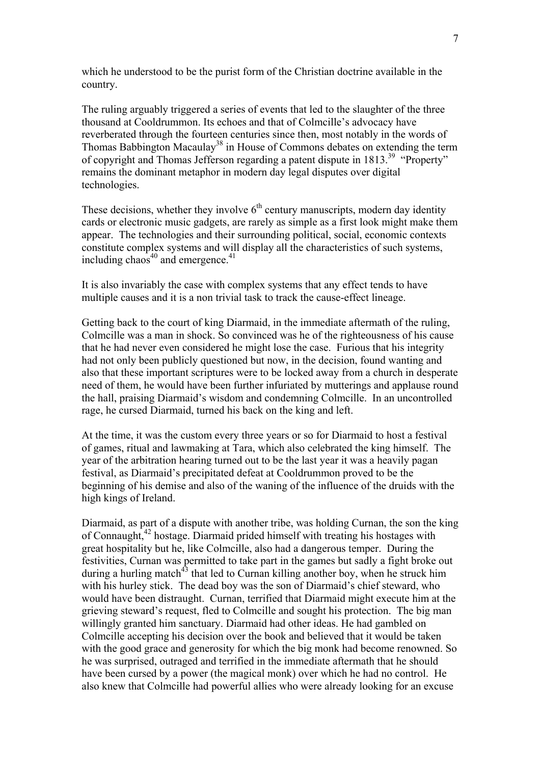which he understood to be the purist form of the Christian doctrine available in the country.

The ruling arguably triggered a series of events that led to the slaughter of the three thousand at Cooldrummon. Its echoes and that of Colmcille's advocacy have reverberated through the fourteen centuries since then, most notably in the words of Thomas Babbington Macaulay[38] in House of Commons debates on extending the term of copyright and Thomas Jefferson regarding a patent dispute in 1813.[39] "Property" remains the dominant metaphor in modern day legal disputes over digital technologies.

These decisions, whether they involve 6th century manuscripts, modern day identity cards or electronic music gadgets, are rarely as simple as a first look might make them appear. The technologies and their surrounding political, social, economic contexts constitute complex systems and will display all the characteristics of such systems, including chaos[40] and emergence.[41]

It is also invariably the case with complex systems that any effect tends to have multiple causes and it is a non trivial task to track the cause-effect lineage.

Getting back to the court of king Diarmaid, in the immediate aftermath of the ruling, Colmcille was a man in shock. So convinced was he of the righteousness of his cause that he had never even considered he might lose the case. Furious that his integrity had not only been publicly questioned but now, in the decision, found wanting and also that these important scriptures were to be locked away from a church in desperate need of them, he would have been further infuriated by mutterings and applause round the hall, praising Diarmaid's wisdom and condemning Colmcille. In an uncontrolled rage, he cursed Diarmaid, turned his back on the king and left.

At the time, it was the custom every three years or so for Diarmaid to host a festival of games, ritual and lawmaking at Tara, which also celebrated the king himself. The year of the arbitration hearing turned out to be the last year it was a heavily pagan festival, as Diarmaid's precipitated defeat at Cooldrummon proved to be the beginning of his demise and also of the waning of the influence of the druids with the high kings of Ireland.

Diarmaid, as part of a dispute with another tribe, was holding Curnan, the son the king of Connaught,[42] hostage. Diarmaid prided himself with treating his hostages with great hospitality but he, like Colmcille, also had a dangerous temper. During the festivities, Curnan was permitted to take part in the games but sadly a fight broke out during a hurling match[43] that led to Curnan killing another boy, when he struck him with his hurley stick. The dead boy was the son of Diarmaid's chief steward, who would have been distraught. Curnan, terrified that Diarmaid might execute him at the grieving steward's request, fled to Colmcille and sought his protection. The big man willingly granted him sanctuary. Diarmaid had other ideas. He had gambled on Colmcille accepting his decision over the book and believed that it would be taken with the good grace and generosity for which the big monk had become renowned. So he was surprised, outraged and terrified in the immediate aftermath that he should have been cursed by a power (the magical monk) over which he had no control. He also knew that Colmcille had powerful allies who were already looking for an excuse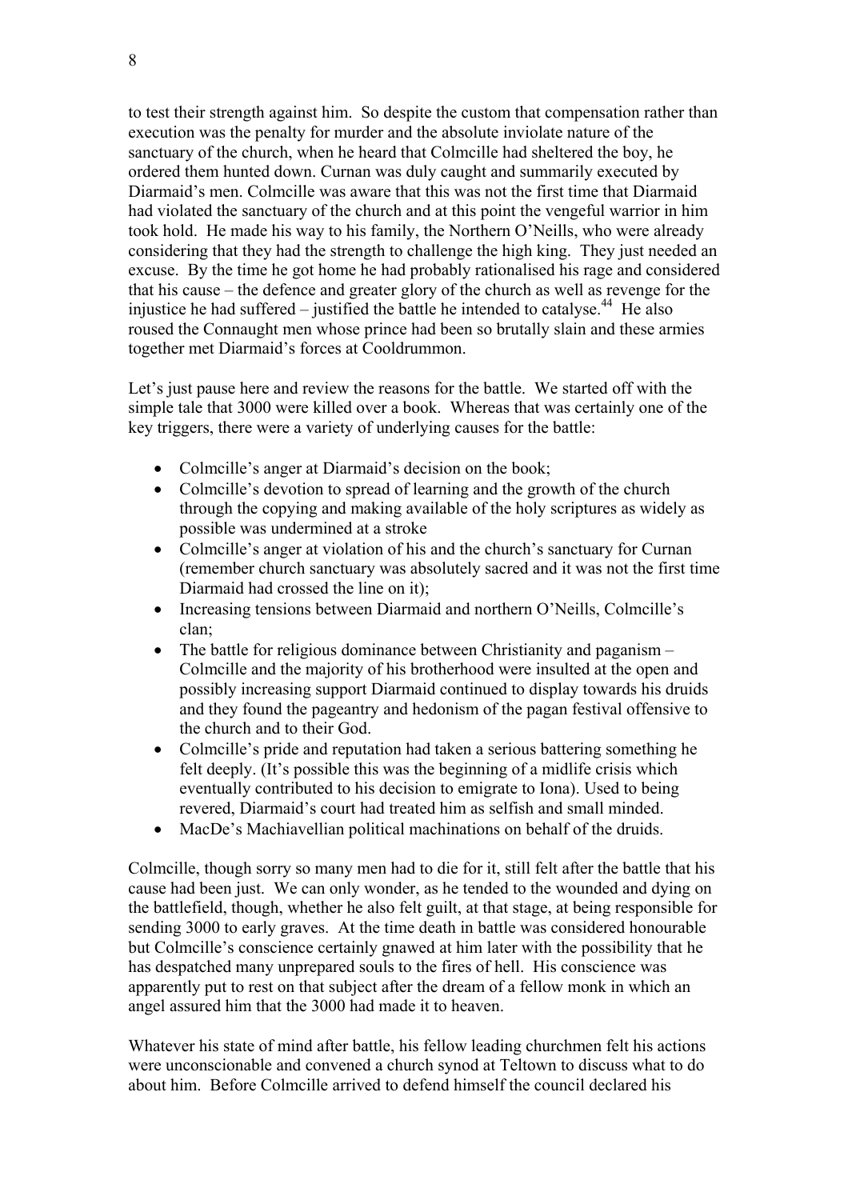to test their strength against him. So despite the custom that compensation rather than execution was the penalty for murder and the absolute inviolate nature of the sanctuary of the church, when he heard that Colmcille had sheltered the boy, he ordered them hunted down. Curnan was duly caught and summarily executed by Diarmaid's men. Colmcille was aware that this was not the first time that Diarmaid had violated the sanctuary of the church and at this point the vengeful warrior in him took hold. He made his way to his family, the Northern O'Neills, who were already considering that they had the strength to challenge the high king. They just needed an excuse. By the time he got home he had probably rationalised his rage and considered that his cause – the defence and greater glory of the church as well as revenge for the injustice he had suffered – justified the battle he intended to catalyse.[44] He also roused the Connaught men whose prince had been so brutally slain and these armies together met Diarmaid's forces at Cooldrummon.

Let's just pause here and review the reasons for the battle. We started off with the simple tale that 3000 were killed over a book. Whereas that was certainly one of the key triggers, there were a variety of underlying causes for the battle:

- Colmcille's anger at Diarmaid's decision on the book;
- Colmcille's devotion to spread of learning and the growth of the church through the copying and making available of the holy scriptures as widely as possible was undermined at a stroke
- Colmcille's anger at violation of his and the church's sanctuary for Curnan (remember church sanctuary was absolutely sacred and it was not the first time Diarmaid had crossed the line on it);
- Increasing tensions between Diarmaid and northern O'Neills, Colmcille's clan;
- The battle for religious dominance between Christianity and paganism – Colmcille and the majority of his brotherhood were insulted at the open and possibly increasing support Diarmaid continued to display towards his druids and they found the pageantry and hedonism of the pagan festival offensive to the church and to their God.
- Colmcille's pride and reputation had taken a serious battering something he felt deeply. (It's possible this was the beginning of a midlife crisis which eventually contributed to his decision to emigrate to Iona). Used to being revered, Diarmaid's court had treated him as selfish and small minded.
- MacDe's Machiavellian political machinations on behalf of the druids.

Colmcille, though sorry so many men had to die for it, still felt after the battle that his cause had been just. We can only wonder, as he tended to the wounded and dying on the battlefield, though, whether he also felt guilt, at that stage, at being responsible for sending 3000 to early graves. At the time death in battle was considered honourable but Colmcille's conscience certainly gnawed at him later with the possibility that he has despatched many unprepared souls to the fires of hell. His conscience was apparently put to rest on that subject after the dream of a fellow monk in which an angel assured him that the 3000 had made it to heaven.

Whatever his state of mind after battle, his fellow leading churchmen felt his actions were unconscionable and convened a church synod at Teltown to discuss what to do about him. Before Colmcille arrived to defend himself the council declared his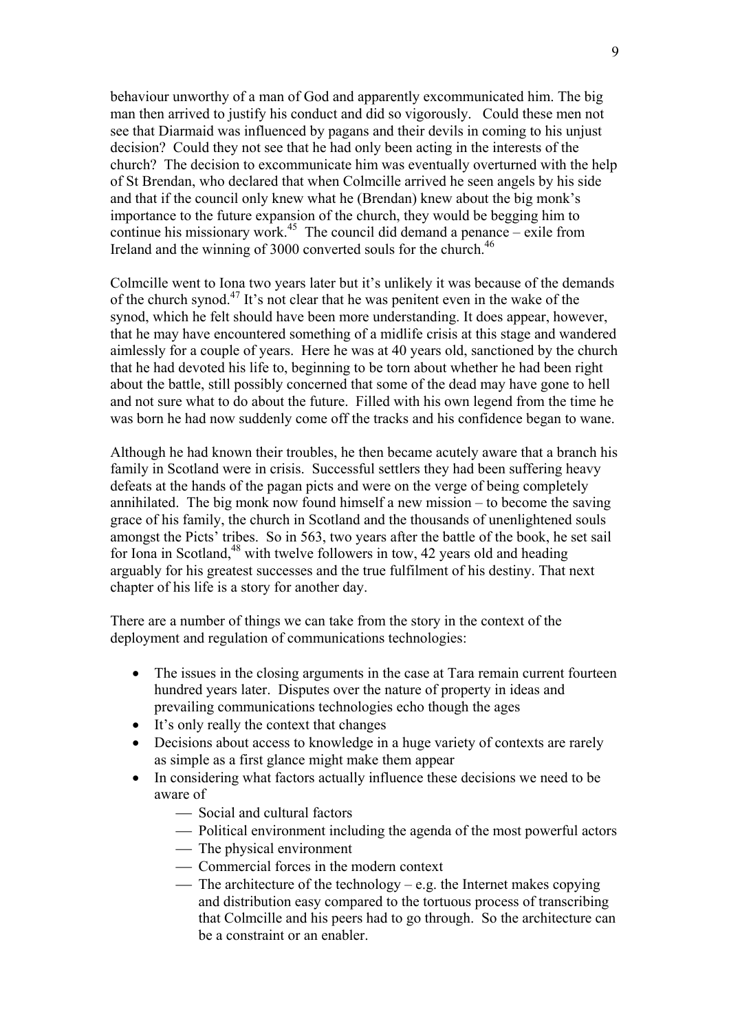behaviour unworthy of a man of God and apparently excommunicated him. The big man then arrived to justify his conduct and did so vigorously. Could these men not see that Diarmaid was influenced by pagans and their devils in coming to his unjust decision? Could they not see that he had only been acting in the interests of the church? The decision to excommunicate him was eventually overturned with the help of St Brendan, who declared that when Colmcille arrived he seen angels by his side and that if the council only knew what he (Brendan) knew about the big monk's importance to the future expansion of the church, they would be begging him to continue his missionary work.[45] The council did demand a penance – exile from Ireland and the winning of 3000 converted souls for the church.[46]

Colmcille went to Iona two years later but it's unlikely it was because of the demands of the church synod.[47] It's not clear that he was penitent even in the wake of the synod, which he felt should have been more understanding. It does appear, however, that he may have encountered something of a midlife crisis at this stage and wandered aimlessly for a couple of years. Here he was at 40 years old, sanctioned by the church that he had devoted his life to, beginning to be torn about whether he had been right about the battle, still possibly concerned that some of the dead may have gone to hell and not sure what to do about the future. Filled with his own legend from the time he was born he had now suddenly come off the tracks and his confidence began to wane.

Although he had known their troubles, he then became acutely aware that a branch his family in Scotland were in crisis. Successful settlers they had been suffering heavy defeats at the hands of the pagan picts and were on the verge of being completely annihilated. The big monk now found himself a new mission – to become the saving grace of his family, the church in Scotland and the thousands of unenlightened souls amongst the Picts' tribes. So in 563, two years after the battle of the book, he set sail for Iona in Scotland,[48] with twelve followers in tow, 42 years old and heading arguably for his greatest successes and the true fulfilment of his destiny. That next chapter of his life is a story for another day.

There are a number of things we can take from the story in the context of the deployment and regulation of communications technologies:

- The issues in the closing arguments in the case at Tara remain current fourteen hundred years later. Disputes over the nature of property in ideas and prevailing communications technologies echo though the ages
- It's only really the context that changes
- Decisions about access to knowledge in a huge variety of contexts are rarely as simple as a first glance might make them appear
- In considering what factors actually influence these decisions we need to be aware of
    - Social and cultural factors
    - Political environment including the agenda of the most powerful actors
    - The physical environment
    - Commercial forces in the modern context
    - The architecture of the technology – e.g. the Internet makes copying and distribution easy compared to the tortuous process of transcribing that Colmcille and his peers had to go through. So the architecture can be a constraint or an enabler.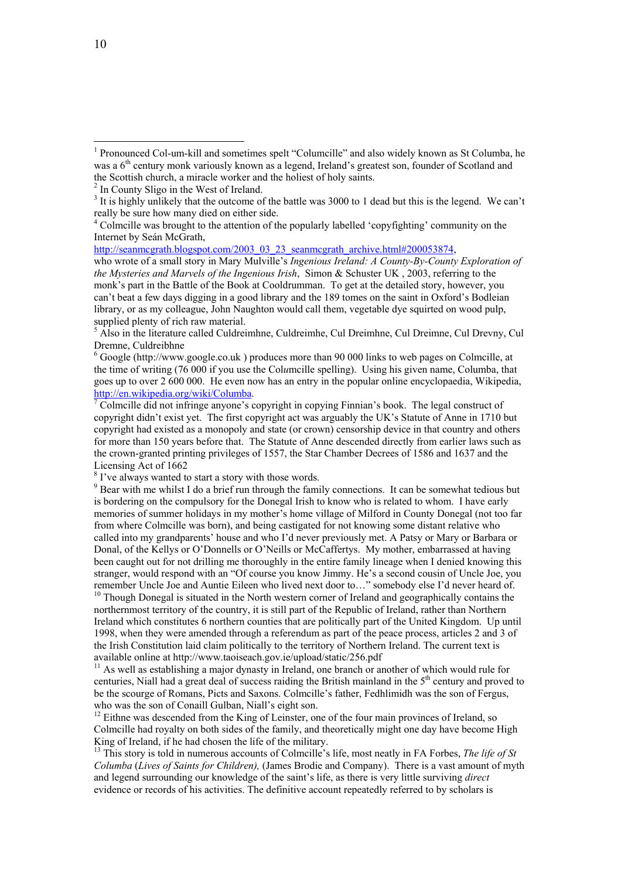[1] Pronounced Col-um-kill and sometimes spelt "Columcille" and also widely known as St Columba, he was a 6th century monk variously known as a legend, Ireland's greatest son, founder of Scotland and the Scottish church, a miracle worker and the holiest of holy saints.

[2] In County Sligo in the West of Ireland.

[3] It is highly unlikely that the outcome of the battle was 3000 to 1 dead but this is the legend. We can't really be sure how many died on either side.

[4] Colmcille was brought to the attention of the popularly labelled 'copyfighting' community on the Internet by Seán McGrath, http://seanmcgrath.blogspot.com/2003_03_23_seanmcgrath_archive.html#200053874, who wrote of a small story in Mary Mulville's *Ingenious Ireland: A County-By-County Exploration of the Mysteries and Marvels of the Ingenious Irish*, Simon & Schuster UK , 2003, referring to the monk's part in the Battle of the Book at Cooldrumman. To get at the detailed story, however, you can't beat a few days digging in a good library and the 189 tomes on the saint in Oxford's Bodleian library, or as my colleague, John Naughton would call them, vegetable dye squirted on wood pulp, supplied plenty of rich raw material.

[5] Also in the literature called Culdreimhne, Culdreimhe, Cul Dreimhne, Cul Dreimne, Cul Drevny, Cul Dremne, Culdreibhne

[6] Google (http://www.google.co.uk ) produces more than 90 000 links to web pages on Colmcille, at the time of writing (76 000 if you use the Col*u*mcille spelling). Using his given name, Columba, that goes up to over 2 600 000. He even now has an entry in the popular online encyclopaedia, Wikipedia, http://en.wikipedia.org/wiki/Columba.

[7] Colmcille did not infringe anyone's copyright in copying Finnian's book. The legal construct of copyright didn't exist yet. The first copyright act was arguably the UK's Statute of Anne in 1710 but copyright had existed as a monopoly and state (or crown) censorship device in that country and others for more than 150 years before that. The Statute of Anne descended directly from earlier laws such as the crown-granted printing privileges of 1557, the Star Chamber Decrees of 1586 and 1637 and the Licensing Act of 1662

[8] I've always wanted to start a story with those words.

[9] Bear with me whilst I do a brief run through the family connections. It can be somewhat tedious but is bordering on the compulsory for the Donegal Irish to know who is related to whom. I have early memories of summer holidays in my mother's home village of Milford in County Donegal (not too far from where Colmcille was born), and being castigated for not knowing some distant relative who called into my grandparents' house and who I'd never previously met. A Patsy or Mary or Barbara or Donal, of the Kellys or O'Donnells or O'Neills or McCaffertys. My mother, embarrassed at having been caught out for not drilling me thoroughly in the entire family lineage when I denied knowing this stranger, would respond with an "Of course you know Jimmy. He's a second cousin of Uncle Joe, you remember Uncle Joe and Auntie Eileen who lived next door to…" somebody else I'd never heard of.

[10] Though Donegal is situated in the North western corner of Ireland and geographically contains the northernmost territory of the country, it is still part of the Republic of Ireland, rather than Northern Ireland which constitutes 6 northern counties that are politically part of the United Kingdom. Up until 1998, when they were amended through a referendum as part of the peace process, articles 2 and 3 of the Irish Constitution laid claim politically to the territory of Northern Ireland. The current text is available online at http://www.taoiseach.gov.ie/upload/static/256.pdf

[11] As well as establishing a major dynasty in Ireland, one branch or another of which would rule for centuries, Niall had a great deal of success raiding the British mainland in the 5th century and proved to be the scourge of Romans, Picts and Saxons. Colmcille's father, Fedhlimidh was the son of Fergus, who was the son of Conaill Gulban, Niall's eight son.

[12] Eithne was descended from the King of Leinster, one of the four main provinces of Ireland, so Colmcille had royalty on both sides of the family, and theoretically might one day have become High King of Ireland, if he had chosen the life of the military.

[13] This story is told in numerous accounts of Colmcille's life, most neatly in FA Forbes, *The life of St Columba* (*Lives of Saints for Children),* (James Brodie and Company). There is a vast amount of myth and legend surrounding our knowledge of the saint's life, as there is very little surviving *direct* evidence or records of his activities. The definitive account repeatedly referred to by scholars is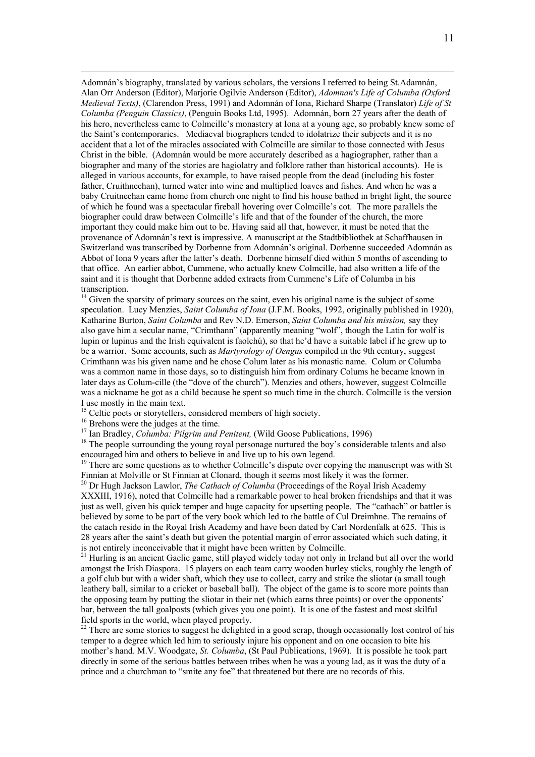Adomnán's biography, translated by various scholars, the versions I referred to being St.Adamnán, Alan Orr Anderson (Editor), Marjorie Ogilvie Anderson (Editor), *Adomnan's Life of Columba (Oxford Medieval Texts)*, (Clarendon Press, 1991) and Adomnán of Iona, Richard Sharpe (Translator) *Life of St Columba (Penguin Classics)*, (Penguin Books Ltd, 1995). Adomnán, born 27 years after the death of his hero, nevertheless came to Colmcille's monastery at Iona at a young age, so probably knew some of the Saint's contemporaries. Mediaeval biographers tended to idolatrize their subjects and it is no accident that a lot of the miracles associated with Colmcille are similar to those connected with Jesus Christ in the bible. (Adomnán would be more accurately described as a hagiographer, rather than a biographer and many of the stories are hagiolatry and folklore rather than historical accounts). He is alleged in various accounts, for example, to have raised people from the dead (including his foster father, Cruithnechan), turned water into wine and multiplied loaves and fishes. And when he was a baby Cruitnechan came home from church one night to find his house bathed in bright light, the source of which he found was a spectacular fireball hovering over Colmcille's cot. The more parallels the biographer could draw between Colmcille's life and that of the founder of the church, the more important they could make him out to be. Having said all that, however, it must be noted that the provenance of Adomnán's text is impressive. A manuscript at the Stadtbibliothek at Schaffhausen in Switzerland was transcribed by Dorbenne from Adomnán's original. Dorbenne succeeded Adomnán as Abbot of Iona 9 years after the latter's death. Dorbenne himself died within 5 months of ascending to that office. An earlier abbot, Cummene, who actually knew Colmcille, had also written a life of the saint and it is thought that Dorbenne added extracts from Cummene's Life of Columba in his transcription.

[14] Given the sparsity of primary sources on the saint, even his original name is the subject of some speculation. Lucy Menzies, *Saint Columba of Iona* (J.F.M. Books, 1992, originally published in 1920), Katharine Burton, *Saint Columba* and Rev N.D. Emerson, *Saint Columba and his mission,* say they also gave him a secular name, "Crimthann" (apparently meaning "wolf", though the Latin for wolf is lupin or lupinus and the Irish equivalent is faolchú), so that he'd have a suitable label if he grew up to be a warrior. Some accounts, such as *Martyrology of Oengus* compiled in the 9th century, suggest Crimthann was his given name and he chose Colum later as his monastic name. Colum or Columba was a common name in those days, so to distinguish him from ordinary Colums he became known in later days as Colum-cille (the "dove of the church"). Menzies and others, however, suggest Colmcille was a nickname he got as a child because he spent so much time in the church. Colmcille is the version I use mostly in the main text.

[15] Celtic poets or storytellers, considered members of high society.

[16] Brehons were the judges at the time.

[17] Ian Bradley, *Columba: Pilgrim and Penitent,* (Wild Goose Publications, 1996)

[18] The people surrounding the young royal personage nurtured the boy's considerable talents and also encouraged him and others to believe in and live up to his own legend.

[19] There are some questions as to whether Colmcille's dispute over copying the manuscript was with St Finnian at Molville or St Finnian at Clonard, though it seems most likely it was the former.

[20] Dr Hugh Jackson Lawlor, *The Cathach of Columba* (Proceedings of the Royal Irish Academy XXXIII, 1916), noted that Colmcille had a remarkable power to heal broken friendships and that it was just as well, given his quick temper and huge capacity for upsetting people. The "cathach" or battler is believed by some to be part of the very book which led to the battle of Cul Dreimhne. The remains of the catach reside in the Royal Irish Academy and have been dated by Carl Nordenfalk at 625. This is 28 years after the saint's death but given the potential margin of error associated which such dating, it is not entirely inconceivable that it might have been written by Colmcille.

[21] Hurling is an ancient Gaelic game, still played widely today not only in Ireland but all over the world amongst the Irish Diaspora. 15 players on each team carry wooden hurley sticks, roughly the length of a golf club but with a wider shaft, which they use to collect, carry and strike the sliotar (a small tough leathery ball, similar to a cricket or baseball ball). The object of the game is to score more points than the opposing team by putting the sliotar in their net (which earns three points) or over the opponents' bar, between the tall goalposts (which gives you one point). It is one of the fastest and most skilful field sports in the world, when played properly.

[22] There are some stories to suggest he delighted in a good scrap, though occasionally lost control of his temper to a degree which led him to seriously injure his opponent and on one occasion to bite his mother's hand. M.V. Woodgate, *St. Columba*, (St Paul Publications, 1969). It is possible he took part directly in some of the serious battles between tribes when he was a young lad, as it was the duty of a prince and a churchman to "smite any foe" that threatened but there are no records of this.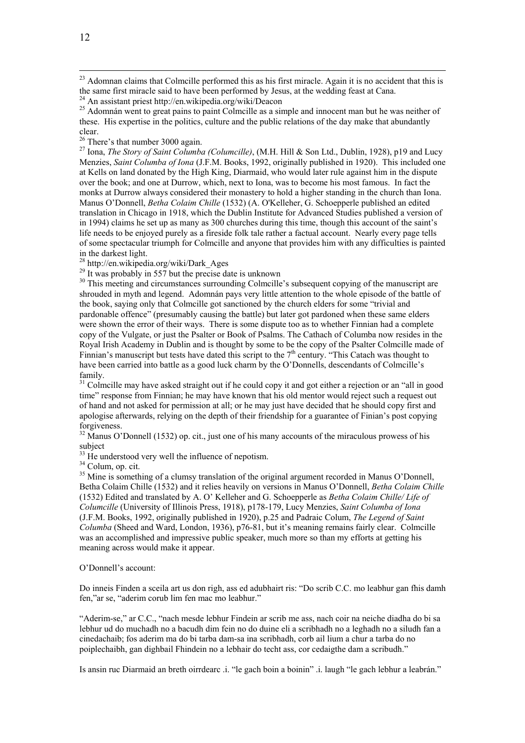[23] Adomnan claims that Colmcille performed this as his first miracle. Again it is no accident that this is the same first miracle said to have been performed by Jesus, at the wedding feast at Cana.

[24] An assistant priest http://en.wikipedia.org/wiki/Deacon

[25] Adomnán went to great pains to paint Colmcille as a simple and innocent man but he was neither of these. His expertise in the politics, culture and the public relations of the day make that abundantly clear.

[26] There's that number 3000 again.

[27] Iona, *The Story of Saint Columba (Columcille)*, (M.H. Hill & Son Ltd., Dublin, 1928), p19 and Lucy Menzies, *Saint Columba of Iona* (J.F.M. Books, 1992, originally published in 1920). This included one at Kells on land donated by the High King, Diarmaid, who would later rule against him in the dispute over the book; and one at Durrow, which, next to Iona, was to become his most famous. In fact the monks at Durrow always considered their monastery to hold a higher standing in the church than Iona. Manus O'Donnell, *Betha Colaim Chille* (1532) (A. O'Kelleher, G. Schoepperle published an edited translation in Chicago in 1918, which the Dublin Institute for Advanced Studies published a version of in 1994) claims he set up as many as 300 churches during this time, though this account of the saint's life needs to be enjoyed purely as a fireside folk tale rather a factual account. Nearly every page tells of some spectacular triumph for Colmcille and anyone that provides him with any difficulties is painted in the darkest light.

[28] http://en.wikipedia.org/wiki/Dark_Ages

[29] It was probably in 557 but the precise date is unknown

[30] This meeting and circumstances surrounding Colmcille's subsequent copying of the manuscript are shrouded in myth and legend. Adomnán pays very little attention to the whole episode of the battle of the book, saying only that Colmcille got sanctioned by the church elders for some "trivial and pardonable offence" (presumably causing the battle) but later got pardoned when these same elders were shown the error of their ways. There is some dispute too as to whether Finnian had a complete copy of the Vulgate, or just the Psalter or Book of Psalms. The Cathach of Columba now resides in the Royal Irish Academy in Dublin and is thought by some to be the copy of the Psalter Colmcille made of Finnian's manuscript but tests have dated this script to the 7th century. "This Catach was thought to have been carried into battle as a good luck charm by the O'Donnells, descendants of Colmcille's family.

[31] Colmcille may have asked straight out if he could copy it and got either a rejection or an "all in good time" response from Finnian; he may have known that his old mentor would reject such a request out of hand and not asked for permission at all; or he may just have decided that he should copy first and apologise afterwards, relying on the depth of their friendship for a guarantee of Finian's post copying forgiveness.

[32] Manus O'Donnell (1532) op. cit., just one of his many accounts of the miraculous prowess of his subject

[33] He understood very well the influence of nepotism.

[34] Colum, op. cit.

[35] Mine is something of a clumsy translation of the original argument recorded in Manus O'Donnell, Betha Colaim Chille (1532) and it relies heavily on versions in Manus O'Donnell, *Betha Colaim Chille* (1532) Edited and translated by A. O' Kelleher and G. Schoepperle as *Betha Colaim Chille/ Life of Columcille* (University of Illinois Press, 1918), p178-179, Lucy Menzies, *Saint Columba of Iona* (J.F.M. Books, 1992, originally published in 1920), p.25 and Padraic Colum, *The Legend of Saint Columba* (Sheed and Ward, London, 1936), p76-81, but it's meaning remains fairly clear. Colmcille was an accomplished and impressive public speaker, much more so than my efforts at getting his meaning across would make it appear.

O'Donnell's account:

Do inneis Finden a sceila art us don righ, ass ed adubhairt ris: "Do scrib C.C. mo leabhur gan fhis damh fen,"ar se, "aderim corub lim fen mac mo leabhur."

"Aderim-se," ar C.C., "nach mesde lebhur Findein ar scrib me ass, nach coir na neiche diadha do bi sa lebhur ud do muchadh no a bacudh dim fein no do duine eli a scribhadh no a leghadh no a siludh fan a cinedachaib; fos aderim ma do bi tarba dam-sa ina scribhadh, corb ail lium a chur a tarba do no poiplechaibh, gan dighbail Fhindein no a lebhair do techt ass, cor cedaigthe dam a scribudh."

Is ansin ruc Diarmaid an breth oirrdearc .i. "le gach boin a boinin" .i. laugh "le gach lebhur a leabrán."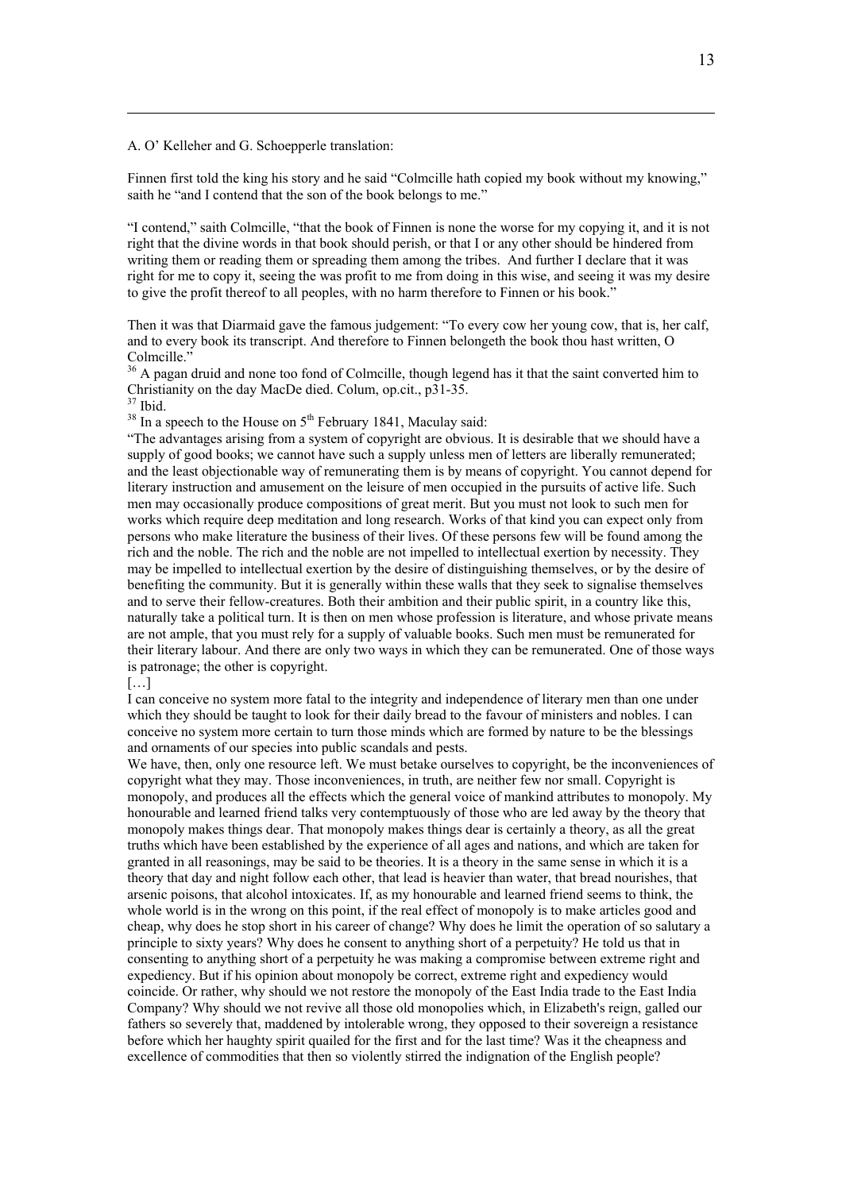A. O' Kelleher and G. Schoepperle translation:

Finnen first told the king his story and he said "Colmcille hath copied my book without my knowing," saith he "and I contend that the son of the book belongs to me."

"I contend," saith Colmcille, "that the book of Finnen is none the worse for my copying it, and it is not right that the divine words in that book should perish, or that I or any other should be hindered from writing them or reading them or spreading them among the tribes. And further I declare that it was right for me to copy it, seeing the was profit to me from doing in this wise, and seeing it was my desire to give the profit thereof to all peoples, with no harm therefore to Finnen or his book."

Then it was that Diarmaid gave the famous judgement: "To every cow her young cow, that is, her calf, and to every book its transcript. And therefore to Finnen belongeth the book thou hast written, O Colmcille."

[36] A pagan druid and none too fond of Colmcille, though legend has it that the saint converted him to Christianity on the day MacDe died. Colum, op.cit., p31-35.

[37] Ibid.

[38] In a speech to the House on 5th February 1841, Maculay said:

"The advantages arising from a system of copyright are obvious. It is desirable that we should have a supply of good books; we cannot have such a supply unless men of letters are liberally remunerated; and the least objectionable way of remunerating them is by means of copyright. You cannot depend for literary instruction and amusement on the leisure of men occupied in the pursuits of active life. Such men may occasionally produce compositions of great merit. But you must not look to such men for works which require deep meditation and long research. Works of that kind you can expect only from persons who make literature the business of their lives. Of these persons few will be found among the rich and the noble. The rich and the noble are not impelled to intellectual exertion by necessity. They may be impelled to intellectual exertion by the desire of distinguishing themselves, or by the desire of benefiting the community. But it is generally within these walls that they seek to signalise themselves and to serve their fellow-creatures. Both their ambition and their public spirit, in a country like this, naturally take a political turn. It is then on men whose profession is literature, and whose private means are not ample, that you must rely for a supply of valuable books. Such men must be remunerated for their literary labour. And there are only two ways in which they can be remunerated. One of those ways is patronage; the other is copyright.

[…]

I can conceive no system more fatal to the integrity and independence of literary men than one under which they should be taught to look for their daily bread to the favour of ministers and nobles. I can conceive no system more certain to turn those minds which are formed by nature to be the blessings and ornaments of our species into public scandals and pests.

We have, then, only one resource left. We must betake ourselves to copyright, be the inconveniences of copyright what they may. Those inconveniences, in truth, are neither few nor small. Copyright is monopoly, and produces all the effects which the general voice of mankind attributes to monopoly. My honourable and learned friend talks very contemptuously of those who are led away by the theory that monopoly makes things dear. That monopoly makes things dear is certainly a theory, as all the great truths which have been established by the experience of all ages and nations, and which are taken for granted in all reasonings, may be said to be theories. It is a theory in the same sense in which it is a theory that day and night follow each other, that lead is heavier than water, that bread nourishes, that arsenic poisons, that alcohol intoxicates. If, as my honourable and learned friend seems to think, the whole world is in the wrong on this point, if the real effect of monopoly is to make articles good and cheap, why does he stop short in his career of change? Why does he limit the operation of so salutary a principle to sixty years? Why does he consent to anything short of a perpetuity? He told us that in consenting to anything short of a perpetuity he was making a compromise between extreme right and expediency. But if his opinion about monopoly be correct, extreme right and expediency would coincide. Or rather, why should we not restore the monopoly of the East India trade to the East India Company? Why should we not revive all those old monopolies which, in Elizabeth's reign, galled our fathers so severely that, maddened by intolerable wrong, they opposed to their sovereign a resistance before which her haughty spirit quailed for the first and for the last time? Was it the cheapness and excellence of commodities that then so violently stirred the indignation of the English people?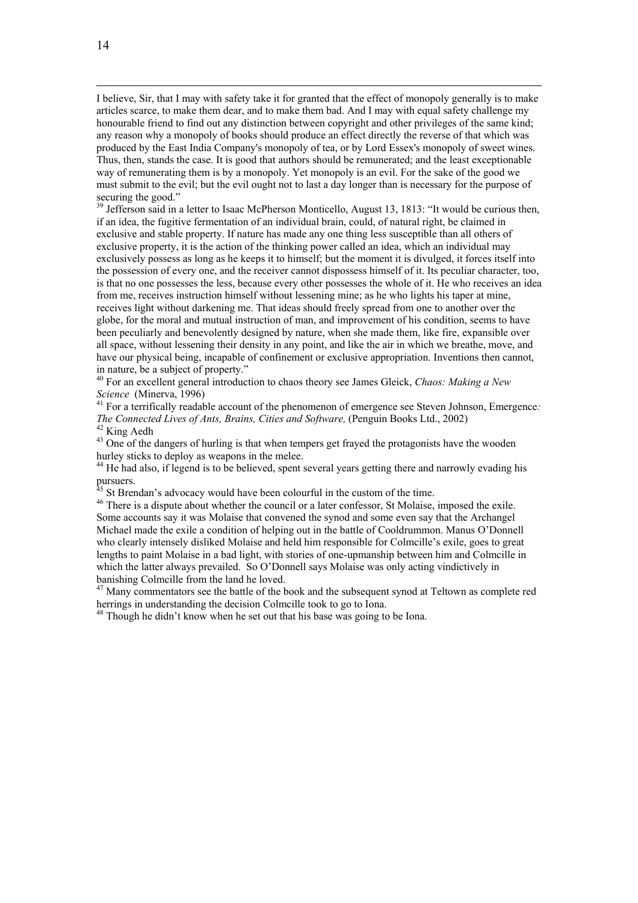I believe, Sir, that I may with safety take it for granted that the effect of monopoly generally is to make articles scarce, to make them dear, and to make them bad. And I may with equal safety challenge my honourable friend to find out any distinction between copyright and other privileges of the same kind; any reason why a monopoly of books should produce an effect directly the reverse of that which was produced by the East India Company's monopoly of tea, or by Lord Essex's monopoly of sweet wines. Thus, then, stands the case. It is good that authors should be remunerated; and the least exceptionable way of remunerating them is by a monopoly. Yet monopoly is an evil. For the sake of the good we must submit to the evil; but the evil ought not to last a day longer than is necessary for the purpose of securing the good."

[39] Jefferson said in a letter to Isaac McPherson Monticello, August 13, 1813: "It would be curious then, if an idea, the fugitive fermentation of an individual brain, could, of natural right, be claimed in exclusive and stable property. If nature has made any one thing less susceptible than all others of exclusive property, it is the action of the thinking power called an idea, which an individual may exclusively possess as long as he keeps it to himself; but the moment it is divulged, it forces itself into the possession of every one, and the receiver cannot dispossess himself of it. Its peculiar character, too, is that no one possesses the less, because every other possesses the whole of it. He who receives an idea from me, receives instruction himself without lessening mine; as he who lights his taper at mine, receives light without darkening me. That ideas should freely spread from one to another over the globe, for the moral and mutual instruction of man, and improvement of his condition, seems to have been peculiarly and benevolently designed by nature, when she made them, like fire, expansible over all space, without lessening their density in any point, and like the air in which we breathe, move, and have our physical being, incapable of confinement or exclusive appropriation. Inventions then cannot, in nature, be a subject of property."

[40] For an excellent general introduction to chaos theory see James Gleick, *Chaos: Making a New Science* (Minerva, 1996)

[41] For a terrifically readable account of the phenomenon of emergence see Steven Johnson, Emergence*: The Connected Lives of Ants, Brains, Cities and Software,* (Penguin Books Ltd., 2002)

[42] King Aedh

[43] One of the dangers of hurling is that when tempers get frayed the protagonists have the wooden hurley sticks to deploy as weapons in the melee.

[44] He had also, if legend is to be believed, spent several years getting there and narrowly evading his pursuers.

[45] St Brendan's advocacy would have been colourful in the custom of the time.

[46] There is a dispute about whether the council or a later confessor, St Molaise, imposed the exile. Some accounts say it was Molaise that convened the synod and some even say that the Archangel Michael made the exile a condition of helping out in the battle of Cooldrummon. Manus O'Donnell who clearly intensely disliked Molaise and held him responsible for Colmcille's exile, goes to great lengths to paint Molaise in a bad light, with stories of one-upmanship between him and Colmcille in which the latter always prevailed. So O'Donnell says Molaise was only acting vindictively in banishing Colmcille from the land he loved.

[47] Many commentators see the battle of the book and the subsequent synod at Teltown as complete red herrings in understanding the decision Colmcille took to go to Iona.

[48] Though he didn't know when he set out that his base was going to be Iona.